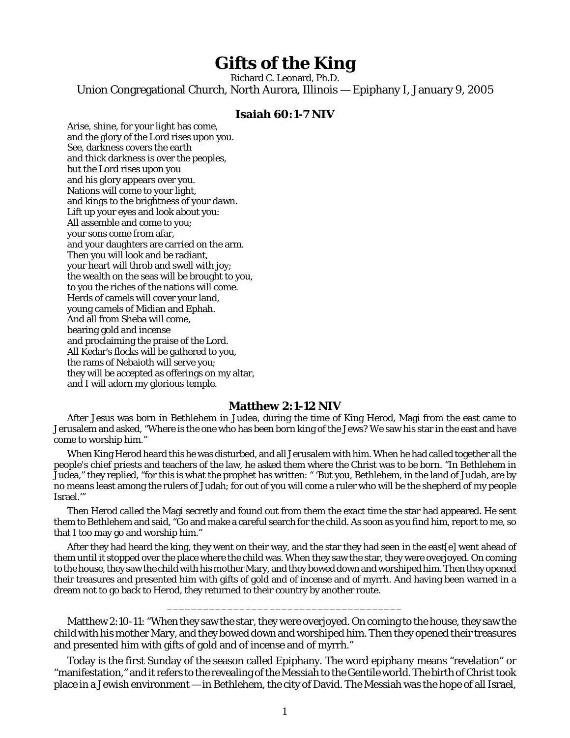# Gifts of the King

Richard C. Leonard, Ph.D.

Union Congregational Church, North Aurora, Illinois — Epiphany I, January 9, 2005

### Isaiah 60:1-7 NIV

Arise, shine, for your light has come,
and the glory of the Lord rises upon you.
See, darkness covers the earth
and thick darkness is over the peoples,
but the Lord rises upon you
and his glory appears over you.
Nations will come to your light,
and kings to the brightness of your dawn.
Lift up your eyes and look about you:
All assemble and come to you;
your sons come from afar,
and your daughters are carried on the arm.
Then you will look and be radiant,
your heart will throb and swell with joy;
the wealth on the seas will be brought to you,
to you the riches of the nations will come.
Herds of camels will cover your land,
young camels of Midian and Ephah.
And all from Sheba will come,
bearing gold and incense
and proclaiming the praise of the Lord.
All Kedar's flocks will be gathered to you,
the rams of Nebaioth will serve you;
they will be accepted as offerings on my altar,
and I will adorn my glorious temple.

### Matthew 2:1-12 NIV

After Jesus was born in Bethlehem in Judea, during the time of King Herod, Magi from the east came to Jerusalem and asked, "Where is the one who has been born king of the Jews? We saw his star in the east and have come to worship him."

When King Herod heard this he was disturbed, and all Jerusalem with him. When he had called together all the people's chief priests and teachers of the law, he asked them where the Christ was to be born. "In Bethlehem in Judea," they replied, "for this is what the prophet has written: " 'But you, Bethlehem, in the land of Judah, are by no means least among the rulers of Judah; for out of you will come a ruler who will be the shepherd of my people Israel.'"

Then Herod called the Magi secretly and found out from them the exact time the star had appeared. He sent them to Bethlehem and said, "Go and make a careful search for the child. As soon as you find him, report to me, so that I too may go and worship him."

After they had heard the king, they went on their way, and the star they had seen in the east[e] went ahead of them until it stopped over the place where the child was. When they saw the star, they were overjoyed. On coming to the house, they saw the child with his mother Mary, and they bowed down and worshiped him. Then they opened their treasures and presented him with gifts of gold and of incense and of myrrh. And having been warned in a dream not to go back to Herod, they returned to their country by another route.

---

Matthew 2:10-11: "When they saw the star, they were overjoyed. On coming to the house, they saw the child with his mother Mary, and they bowed down and worshiped him. Then they opened their treasures and presented him with gifts of gold and of incense and of myrrh."

Today is the first Sunday of the season called Epiphany. The word *epiphany* means "revelation" or "manifestation," and it refers to the revealing of the Messiah to the Gentile world. The birth of Christ took place in a Jewish environment — in Bethlehem, the city of David. The Messiah was the hope of all Israel,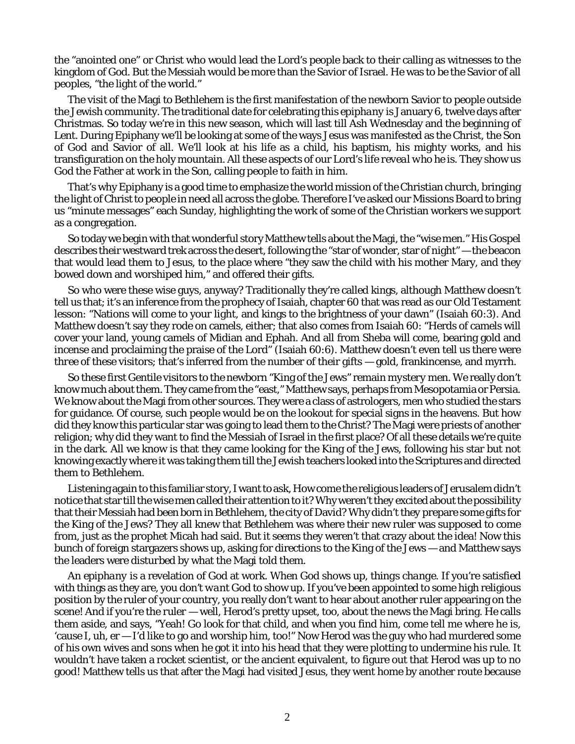the "anointed one" or Christ who would lead the Lord's people back to their calling as witnesses to the kingdom of God. But the Messiah would be more than the Savior of Israel. He was to be the Savior of all peoples, "the light of the world."

The visit of the Magi to Bethlehem is the first manifestation of the newborn Savior to people outside the Jewish community. The traditional date for celebrating this *epiphany* is January 6, twelve days after Christmas. So today we're in this new season, which will last till Ash Wednesday and the beginning of Lent. During Epiphany we'll be looking at some of the ways Jesus was *manifested* as the Christ, the Son of God and Savior of all. We'll look at his life as a child, his baptism, his mighty works, and his transfiguration on the holy mountain. All these aspects of our Lord's life *reveal who he is*. They show us God the Father at work in the Son, calling people to faith in him.

That's why Epiphany is a good time to emphasize the world mission of the Christian church, bringing the light of Christ to people in need all across the globe. Therefore I've asked our Missions Board to bring us "minute messages" each Sunday, highlighting the work of some of the Christian workers we support as a congregation.

So today we begin with that wonderful story Matthew tells about the Magi, the "wise men." His Gospel describes their westward trek across the desert, following the "star of wonder, star of night" — the beacon that would lead them to Jesus, to the place where "they saw the child with his mother Mary, and they bowed down and worshiped him," and offered their gifts.

So who were these wise guys, anyway? Traditionally they're called kings, although Matthew doesn't tell us that; it's an inference from the prophecy of Isaiah, chapter 60 that was read as our Old Testament lesson: "Nations will come to your light, and kings to the brightness of your dawn" (Isaiah 60:3). And Matthew doesn't say they rode on camels, either; that also comes from Isaiah 60: "Herds of camels will cover your land, young camels of Midian and Ephah. And all from Sheba will come, bearing gold and incense and proclaiming the praise of the Lord" (Isaiah 60:6). Matthew doesn't even tell us there were *three* of these visitors; that's inferred from the number of their gifts — gold, frankincense, and myrrh.

So these first Gentile visitors to the newborn "King of the Jews" remain mystery men. We really don't know much about them. They came from the "east," Matthew says, perhaps from Mesopotamia or Persia. We know about the Magi from other sources. They were a class of astrologers, men who studied the stars for guidance. Of course, such people would be on the lookout for special signs in the heavens. But how did they know this particular star was going to lead them to the Christ? The Magi were priests of another religion; why did they want to find the Messiah of Israel in the first place? Of all these details we're quite in the dark. All we know is that they came looking for the King of the Jews, following his star but not knowing exactly where it was taking them till the Jewish teachers looked into the Scriptures and directed them to Bethlehem.

Listening again to this familiar story, I want to ask, How come the religious leaders of Jerusalem didn't notice that star till the wise men called their attention to it? Why weren't they excited about the possibility that their Messiah had been born in Bethlehem, the city of David? Why didn't they prepare some gifts for the King of the Jews? They all knew that Bethlehem was where their new ruler was supposed to come from, just as the prophet Micah had said. But it seems they weren't that crazy about the idea! Now this bunch of foreign stargazers shows up, asking for directions to the King of the Jews — and Matthew says the leaders were disturbed by what the Magi told them.

An *epiphany* is a revelation of God at work. When God shows up, things *change*. If you're satisfied with things as they are, you don't *want* God to show up. If you've been appointed to some high religious position by the ruler of your country, you really don't want to hear about another ruler appearing on the scene! And if you're the ruler — well, Herod's pretty upset, too, about the news the Magi bring. He calls them aside, and says, "Yeah! Go look for that child, and when you find him, come tell me where he is, 'cause I, uh, er — I'd like to go and worship him, too!" Now Herod was the guy who had murdered some of his own wives and sons when he got it into his head that they were plotting to undermine his rule. It wouldn't have taken a rocket scientist, or the ancient equivalent, to figure out that Herod was up to no good! Matthew tells us that after the Magi had visited Jesus, they went home by another route because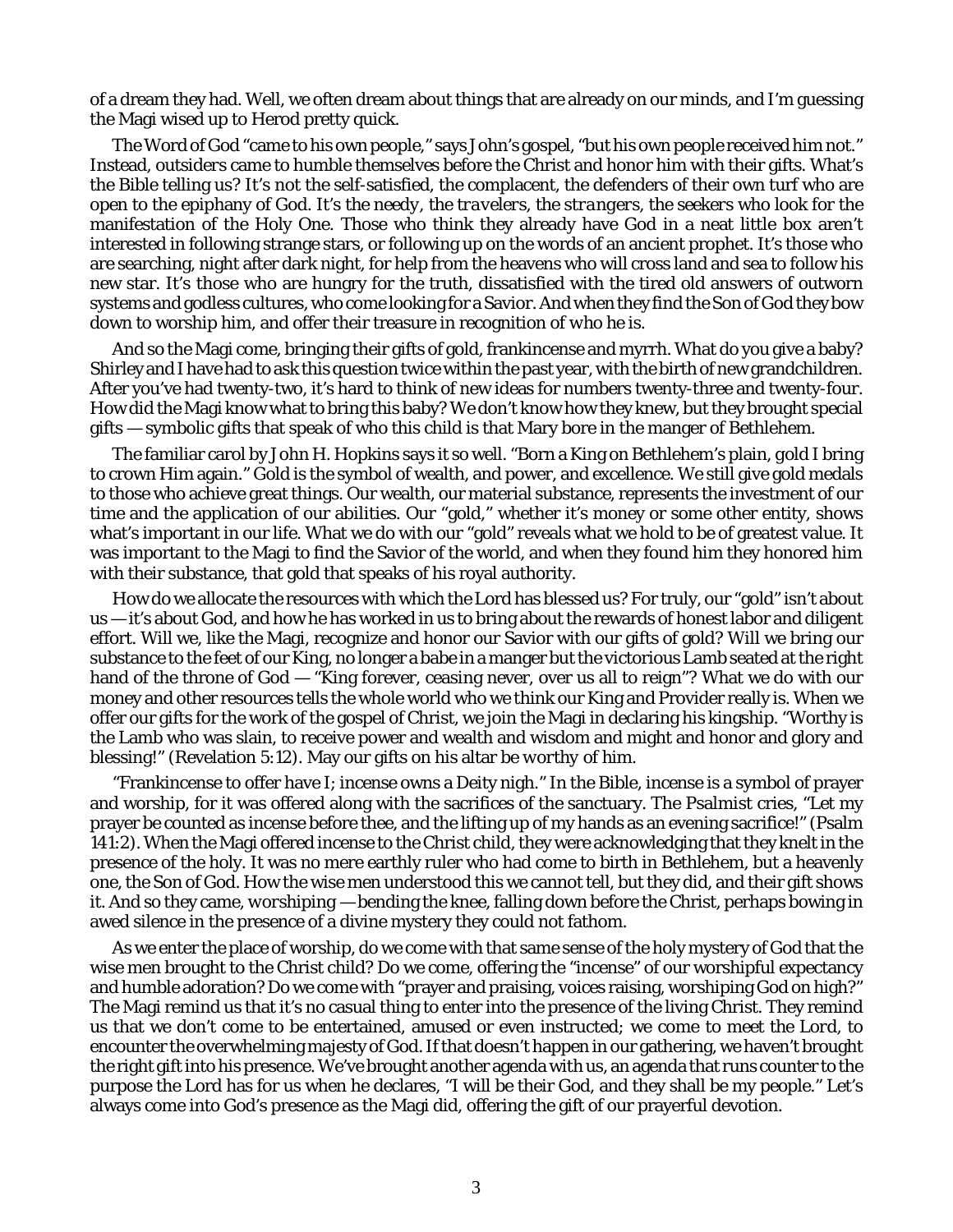of a dream they had. Well, we often dream about things that are already on our minds, and I'm guessing the Magi wised up to Herod pretty quick.

The Word of God "came to his own people," says John's gospel, "but his own people received him not." Instead, outsiders came to humble themselves before the Christ and honor him with their gifts. What's the Bible telling us? It's not the self-satisfied, the complacent, the defenders of their own turf who are open to the epiphany of God. It's the *needy,* the *travelers,* the *strangers,* the *seekers* who look for the manifestation of the Holy One. Those who think they already have God in a neat little box aren't interested in following strange stars, or following up on the words of an ancient prophet. It's those who are searching, night after dark night, for help from the heavens who will cross land and sea to follow his new star. It's those who are hungry for the truth, dissatisfied with the tired old answers of outworn systems and godless cultures, who come looking for a Savior. And when they find the Son of God they bow down to worship him, and offer their treasure in recognition of who he is.

And so the Magi come, bringing their gifts of gold, frankincense and myrrh. What do you give a baby? Shirley and I have had to ask this question twice within the past year, with the birth of new grandchildren. After you've had twenty-two, it's hard to think of new ideas for numbers twenty-three and twenty-four. How did the Magi know what to bring this baby? We don't know how they knew, but they brought special gifts — symbolic gifts that speak of who this child is that Mary bore in the manger of Bethlehem.

The familiar carol by John H. Hopkins says it so well. "Born a King on Bethlehem's plain, gold I bring to crown Him again." Gold is the symbol of wealth, and power, and excellence. We still give gold medals to those who achieve great things. Our wealth, our material substance, represents the investment of our time and the application of our abilities. Our "gold," whether it's money or some other entity, shows what's important in our life. What we do with our "gold" reveals what we hold to be of greatest value. It was important to the Magi to find the Savior of the world, and when they found him they honored him with their substance, that gold that speaks of his royal authority.

How do we allocate the resources with which the Lord has blessed us? For truly, our "gold" isn't about us — it's about God, and how he has worked in us to bring about the rewards of honest labor and diligent effort. Will we, like the Magi, recognize and honor our Savior with our gifts of gold? Will we bring our substance to the feet of our King, no longer a babe in a manger but the victorious Lamb seated at the right hand of the throne of God — "King forever, ceasing never, over us all to reign"? What we do with our money and other resources tells the whole world who we think our King and Provider really is. When we offer our gifts for the work of the gospel of Christ, we join the Magi in declaring his kingship. "Worthy is the Lamb who was slain, to receive power and wealth and wisdom and might and honor and glory and blessing!" (Revelation 5:12). May our gifts on his altar be *worthy* of him.

"Frankincense to offer have I; incense owns a Deity nigh." In the Bible, incense is a symbol of prayer and worship, for it was offered along with the sacrifices of the sanctuary. The Psalmist cries, "Let my prayer be counted as incense before thee, and the lifting up of my hands as an evening sacrifice!" (Psalm 141:2). When the Magi offered incense to the Christ child, they were acknowledging that they knelt in the presence of the holy. It was no mere earthly ruler who had come to birth in Bethlehem, but a heavenly one, the Son of God. How the wise men understood this we cannot tell, but they did, and their gift shows it. And so they came, *worshiping* — bending the knee, falling down before the Christ, perhaps bowing in awed silence in the presence of a divine mystery they could not fathom.

As we enter the place of worship, do we come with that same sense of the holy mystery of God that the wise men brought to the Christ child? Do we come, offering the "incense" of our worshipful expectancy and humble adoration? Do we come with "prayer and praising, voices raising, worshiping God on high?" The Magi remind us that it's no casual thing to enter into the presence of the living Christ. They remind us that we don't come to be entertained, amused or even instructed; we come to meet the Lord, to encounter the overwhelming majesty of God. If that doesn't happen in our gathering, we haven't brought the right gift into his presence. We've brought another agenda with us, an agenda that runs counter to the purpose the Lord has for us when he declares, "I will be their God, and they shall be my people." Let's always come into God's presence as the Magi did, offering the gift of our prayerful devotion.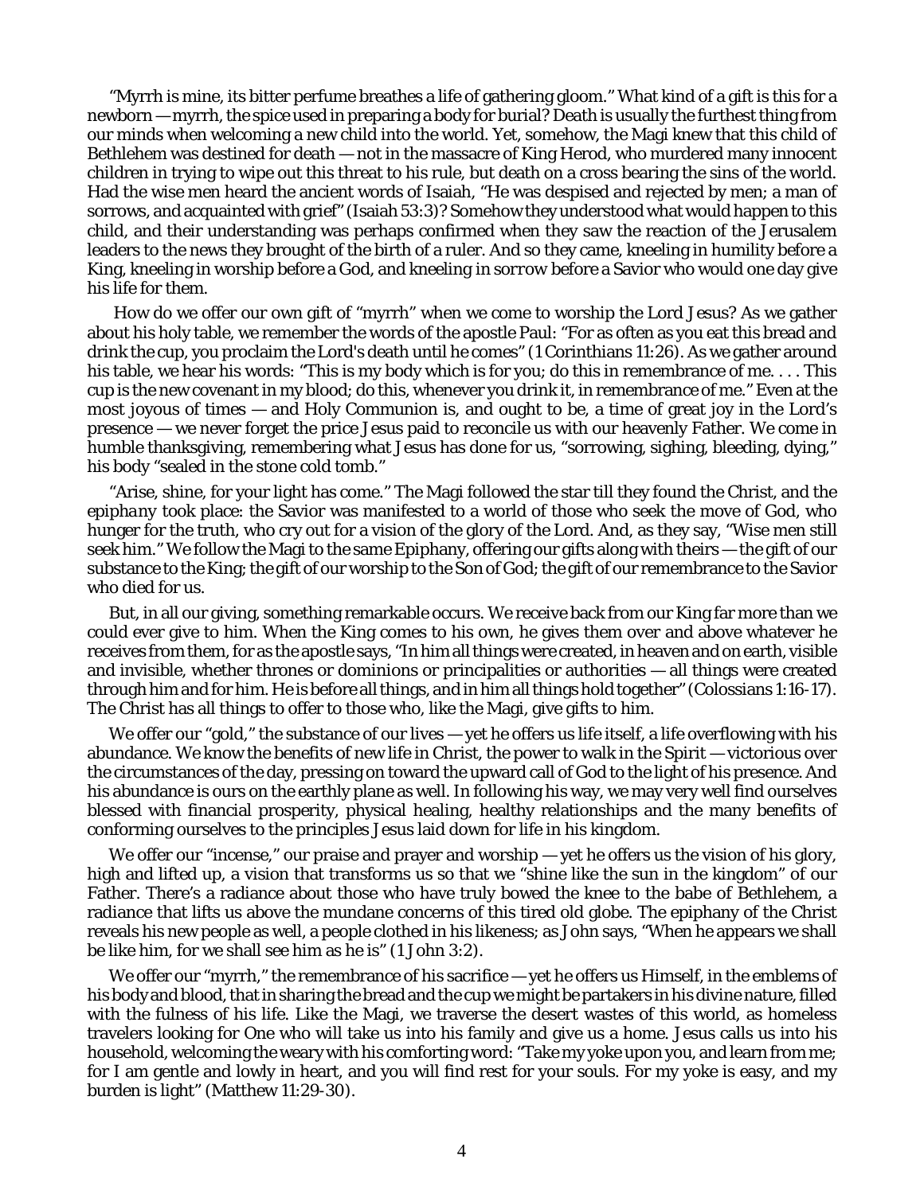"Myrrh is mine, its bitter perfume breathes a life of gathering gloom." What kind of a gift is this for a newborn — myrrh, the spice used in preparing a body for burial? Death is usually the furthest thing from our minds when welcoming a new child into the world. Yet, somehow, the Magi knew that this child of Bethlehem was destined for death — not in the massacre of King Herod, who murdered many innocent children in trying to wipe out this threat to his rule, but death on a cross bearing the sins of the world. Had the wise men heard the ancient words of Isaiah, "He was despised and rejected by men; a man of sorrows, and acquainted with grief" (Isaiah 53:3)? Somehow they understood what would happen to this child, and their understanding was perhaps confirmed when they saw the reaction of the Jerusalem leaders to the news they brought of the birth of a ruler. And so they came, kneeling in humility before a King, kneeling in worship before a God, and kneeling in sorrow before a Savior who would one day give his life for them.

How do we offer our own gift of "myrrh" when we come to worship the Lord Jesus? As we gather about his holy table, we remember the words of the apostle Paul: "For as often as you eat this bread and drink the cup, you proclaim the Lord's death until he comes" (1 Corinthians 11:26). As we gather around his table, we hear his words: "This is my body which is for you; do this in remembrance of me. . . . This cup is the new covenant in my blood; do this, whenever you drink it, in remembrance of me." Even at the most joyous of times — and Holy Communion is, and ought to be, a time of great joy in the Lord's presence — we never forget the price Jesus paid to reconcile us with our heavenly Father. We come in humble thanksgiving, remembering what Jesus has done for us, "sorrowing, sighing, bleeding, dying," his body "sealed in the stone cold tomb."

"Arise, shine, for your light has come." The Magi followed the star till they found the Christ, and the *epiphany* took place: the Savior was manifested to a world of those who seek the move of God, who hunger for the truth, who cry out for a vision of the glory of the Lord. And, as they say, "Wise men still seek him." We follow the Magi to the same Epiphany, offering our gifts along with theirs — the gift of our substance to the King; the gift of our worship to the Son of God; the gift of our remembrance to the Savior who died for us.

But, in all our giving, something remarkable occurs. We receive back from our King far more than we could ever give to him. When the King comes to his own, he gives them over and above whatever he receives from them, for as the apostle says, "In him all things were created, in heaven and on earth, visible and invisible, whether thrones or dominions or principalities or authorities — all things were created through him and for him. He is before all things, and in him all things hold together" (Colossians 1:16-17). The Christ has all things to offer to those who, like the Magi, give gifts to him.

We offer our "gold," the substance of our lives — yet he offers us life itself, a life overflowing with his abundance. We know the benefits of new life in Christ, the power to walk in the Spirit — victorious over the circumstances of the day, pressing on toward the upward call of God to the light of his presence. And his abundance is ours on the earthly plane as well. In following his way, we may very well find ourselves blessed with financial prosperity, physical healing, healthy relationships and the many benefits of conforming ourselves to the principles Jesus laid down for life in his kingdom.

We offer our "incense," our praise and prayer and worship — yet he offers us the vision of his glory, high and lifted up, a vision that transforms us so that we "shine like the sun in the kingdom" of our Father. There's a radiance about those who have truly bowed the knee to the babe of Bethlehem, a radiance that lifts us above the mundane concerns of this tired old globe. The epiphany of the Christ reveals his new people as well, a people clothed in his likeness; as John says, "When he appears we shall be like him, for we shall see him as he is" (1 John 3:2).

We offer our "myrrh," the remembrance of his sacrifice — yet he offers us Himself, in the emblems of his body and blood, that in sharing the bread and the cup we might be partakers in his divine nature, filled with the fulness of his life. Like the Magi, we traverse the desert wastes of this world, as homeless travelers looking for One who will take us into his family and give us a home. Jesus calls us into his household, welcoming the weary with his comforting word: "Take my yoke upon you, and learn from me; for I am gentle and lowly in heart, and you will find rest for your souls. For my yoke is easy, and my burden is light" (Matthew 11:29-30).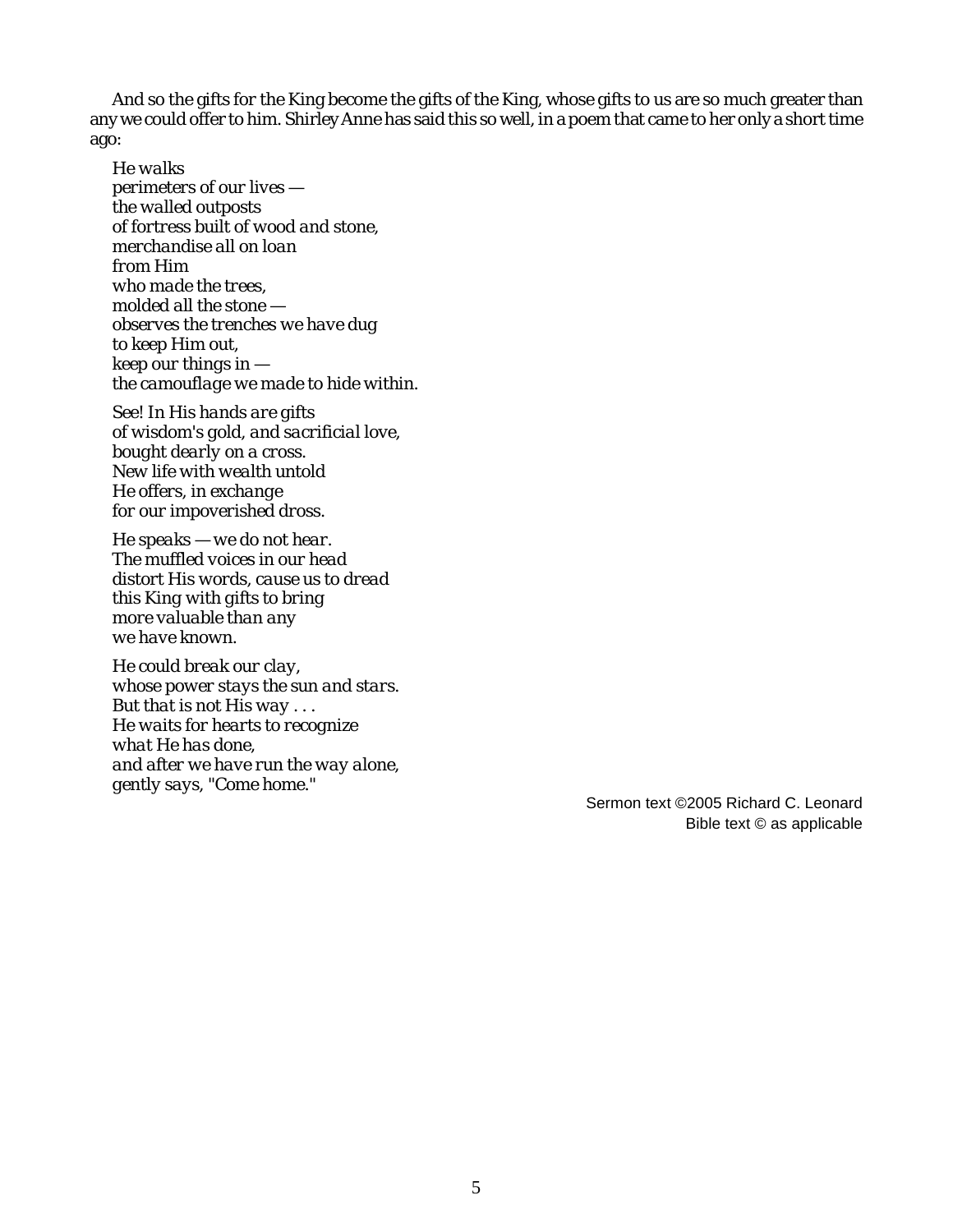And so the gifts for the King become the gifts of the King, whose gifts to us are so much greater than any we could offer to him. Shirley Anne has said this so well, in a poem that came to her only a short time ago:

*He walks*  
*perimeters of our lives —*  
*the walled outposts*  
*of fortress built of wood and stone,*  
*merchandise all on loan*  
*from Him*  
*who made the trees,*  
*molded all the stone —*  
*observes the trenches we have dug*  
*to keep Him out,*  
*keep our things in —*  
*the camouflage we made to hide within.*

*See! In His hands are gifts*  
*of wisdom's gold, and sacrificial love,*  
*bought dearly on a cross.*  
*New life with wealth untold*  
*He offers, in exchange*  
*for our impoverished dross.*

*He speaks — we do not hear.*  
*The muffled voices in our head*  
*distort His words, cause us to dread*  
*this King with gifts to bring*  
*more valuable than any*  
*we have known.*

*He could break our clay,*  
*whose power stays the sun and stars.*  
*But that is not His way . . .*  
*He waits for hearts to recognize*  
*what He has done,*  
*and after we have run the way alone,*  
*gently says, "Come home."*

Sermon text ©2005 Richard C. Leonard  
Bible text © as applicable